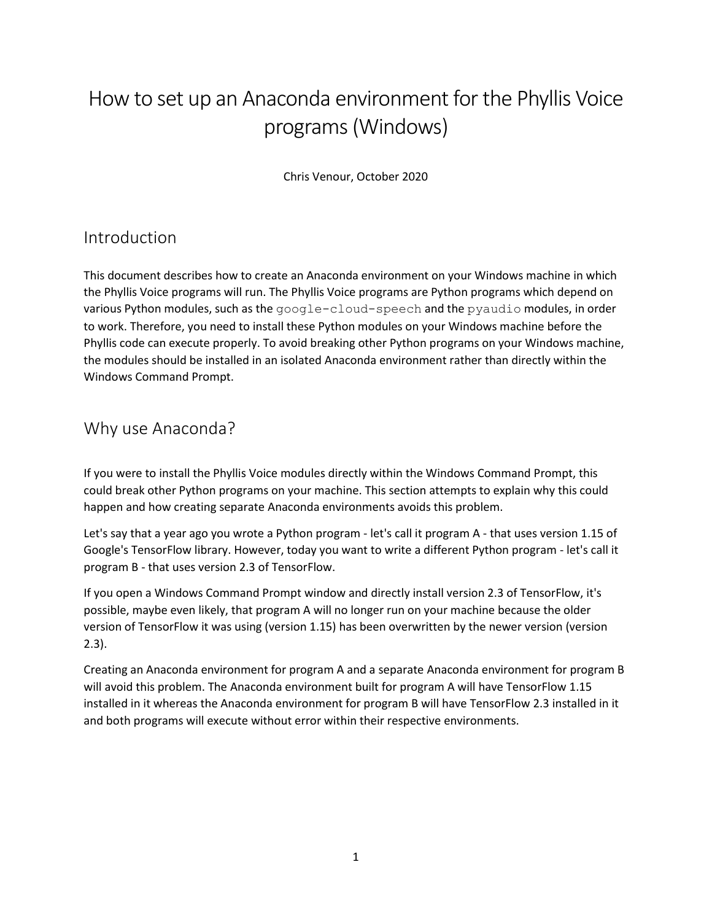# How to set up an Anaconda environment for the Phyllis Voice programs (Windows)

Chris Venour, October 2020

## Introduction

This document describes how to create an Anaconda environment on your Windows machine in which the Phyllis Voice programs will run. The Phyllis Voice programs are Python programs which depend on various Python modules, such as the `google-cloud-speech` and the `pyaudio` modules, in order to work. Therefore, you need to install these Python modules on your Windows machine before the Phyllis code can execute properly. To avoid breaking other Python programs on your Windows machine, the modules should be installed in an isolated Anaconda environment rather than directly within the Windows Command Prompt.

## Why use Anaconda?

If you were to install the Phyllis Voice modules directly within the Windows Command Prompt, this could break other Python programs on your machine. This section attempts to explain why this could happen and how creating separate Anaconda environments avoids this problem.

Let's say that a year ago you wrote a Python program - let's call it program A - that uses version 1.15 of Google's TensorFlow library. However, today you want to write a different Python program - let's call it program B - that uses version 2.3 of TensorFlow.

If you open a Windows Command Prompt window and directly install version 2.3 of TensorFlow, it's possible, maybe even likely, that program A will no longer run on your machine because the older version of TensorFlow it was using (version 1.15) has been overwritten by the newer version (version 2.3).

Creating an Anaconda environment for program A and a separate Anaconda environment for program B will avoid this problem. The Anaconda environment built for program A will have TensorFlow 1.15 installed in it whereas the Anaconda environment for program B will have TensorFlow 2.3 installed in it and both programs will execute without error within their respective environments.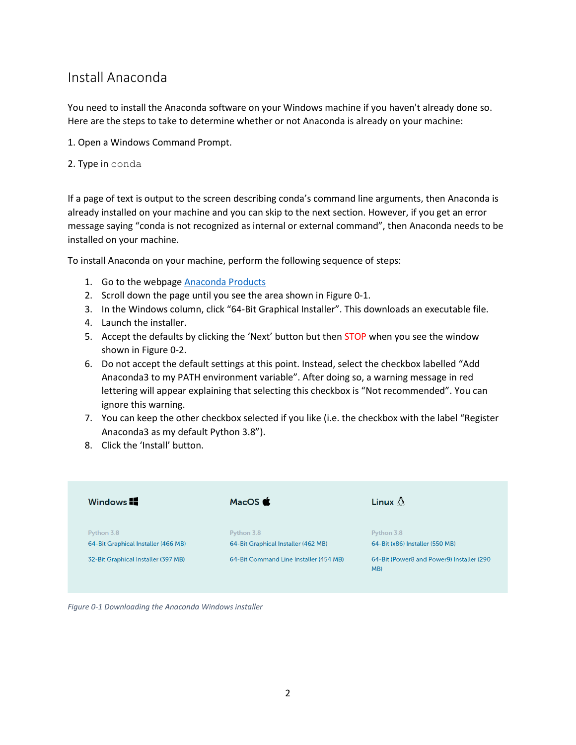## Install Anaconda

You need to install the Anaconda software on your Windows machine if you haven't already done so. Here are the steps to take to determine whether or not Anaconda is already on your machine:

1. Open a Windows Command Prompt.

2. Type in `conda`

If a page of text is output to the screen describing conda's command line arguments, then Anaconda is already installed on your machine and you can skip to the next section. However, if you get an error message saying "conda is not recognized as internal or external command", then Anaconda needs to be installed on your machine.

To install Anaconda on your machine, perform the following sequence of steps:

1. Go to the webpage [Anaconda Products]
2. Scroll down the page until you see the area shown in Figure 0-1.
3. In the Windows column, click "64-Bit Graphical Installer". This downloads an executable file.
4. Launch the installer.
5. Accept the defaults by clicking the 'Next' button but then STOP when you see the window shown in Figure 0-2.
6. Do not accept the default settings at this point. Instead, select the checkbox labelled "Add Anaconda3 to my PATH environment variable". After doing so, a warning message in red lettering will appear explaining that selecting this checkbox is "Not recommended". You can ignore this warning.
7. You can keep the other checkbox selected if you like (i.e. the checkbox with the label "Register Anaconda3 as my default Python 3.8").
8. Click the 'Install' button.

| Windows | MacOS | Linux |
| --- | --- | --- |
| Python 3.8 | Python 3.8 | Python 3.8 |
| 64-Bit Graphical Installer (466 MB) | 64-Bit Graphical Installer (462 MB) | 64-Bit (x86) Installer (550 MB) |
| 32-Bit Graphical Installer (397 MB) | 64-Bit Command Line Installer (454 MB) | 64-Bit (Power8 and Power9) Installer (290 MB) |

*Figure 0-1 Downloading the Anaconda Windows installer*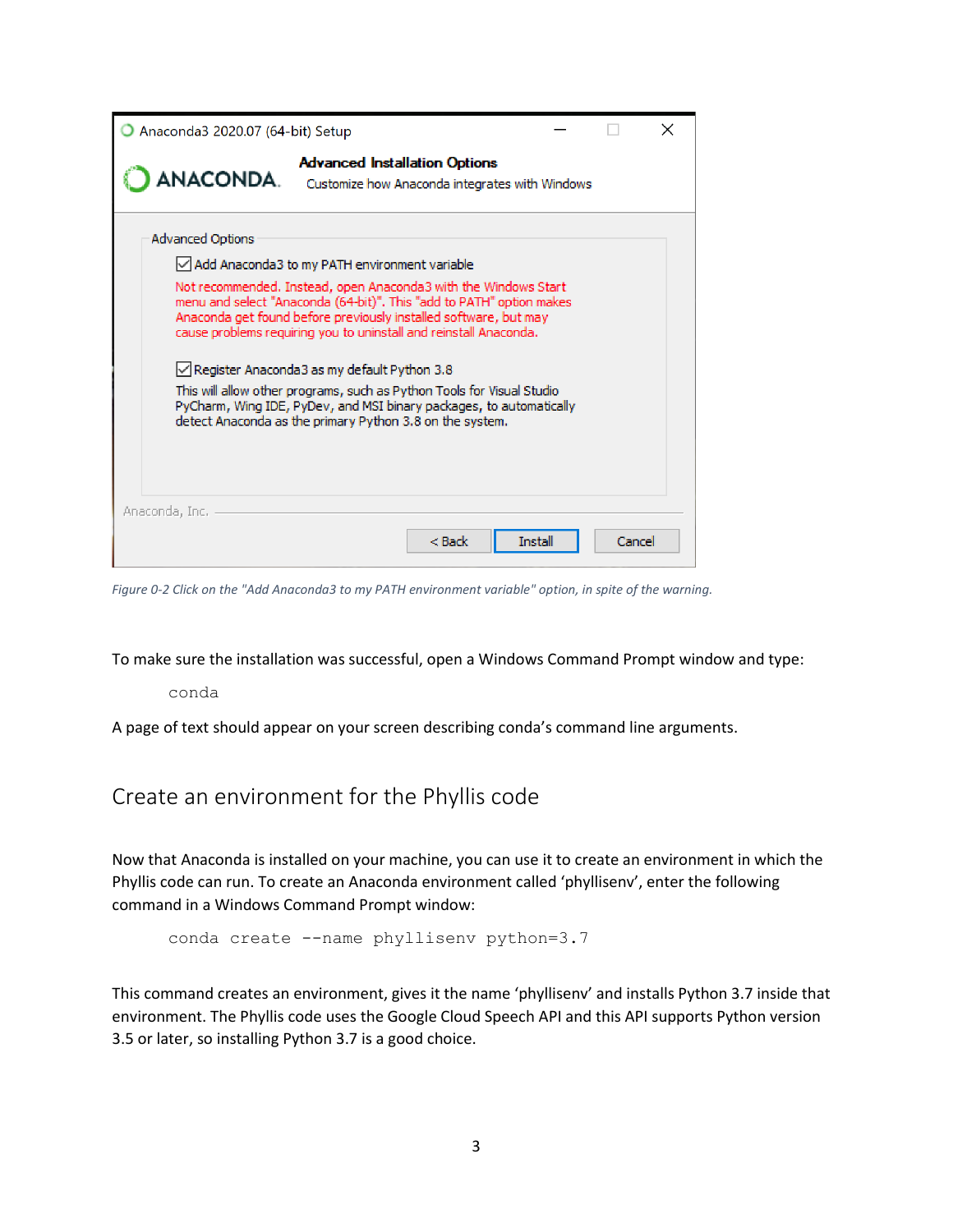*Figure 0-2 Click on the "Add Anaconda3 to my PATH environment variable" option, in spite of the warning.*

To make sure the installation was successful, open a Windows Command Prompt window and type:

```
conda
```

A page of text should appear on your screen describing conda's command line arguments.

## Create an environment for the Phyllis code

Now that Anaconda is installed on your machine, you can use it to create an environment in which the Phyllis code can run. To create an Anaconda environment called 'phyllisenv', enter the following command in a Windows Command Prompt window:

```
conda create --name phyllisenv python=3.7
```

This command creates an environment, gives it the name 'phyllisenv' and installs Python 3.7 inside that environment. The Phyllis code uses the Google Cloud Speech API and this API supports Python version 3.5 or later, so installing Python 3.7 is a good choice.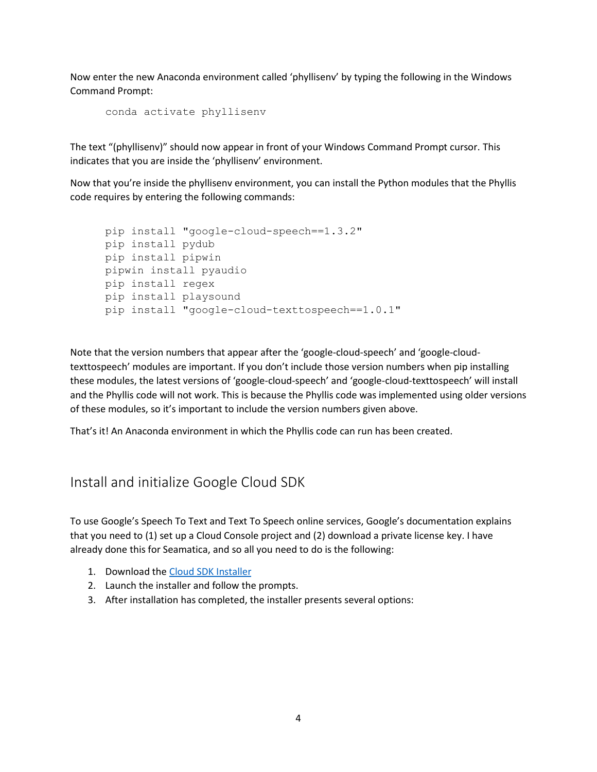Now enter the new Anaconda environment called 'phyllisenv' by typing the following in the Windows Command Prompt:

```
conda activate phyllisenv
```

The text "(phyllisenv)" should now appear in front of your Windows Command Prompt cursor. This indicates that you are inside the 'phyllisenv' environment.

Now that you're inside the phyllisenv environment, you can install the Python modules that the Phyllis code requires by entering the following commands:

```
pip install "google-cloud-speech==1.3.2"
pip install pydub
pip install pipwin
pipwin install pyaudio
pip install regex
pip install playsound
pip install "google-cloud-texttospeech==1.0.1"
```

Note that the version numbers that appear after the 'google-cloud-speech' and 'google-cloud-texttospeech' modules are important. If you don't include those version numbers when pip installing these modules, the latest versions of 'google-cloud-speech' and 'google-cloud-texttospeech' will install and the Phyllis code will not work. This is because the Phyllis code was implemented using older versions of these modules, so it's important to include the version numbers given above.

That's it! An Anaconda environment in which the Phyllis code can run has been created.

## Install and initialize Google Cloud SDK

To use Google's Speech To Text and Text To Speech online services, Google's documentation explains that you need to (1) set up a Cloud Console project and (2) download a private license key. I have already done this for Seamatica, and so all you need to do is the following:

1. Download the Cloud SDK Installer
2. Launch the installer and follow the prompts.
3. After installation has completed, the installer presents several options: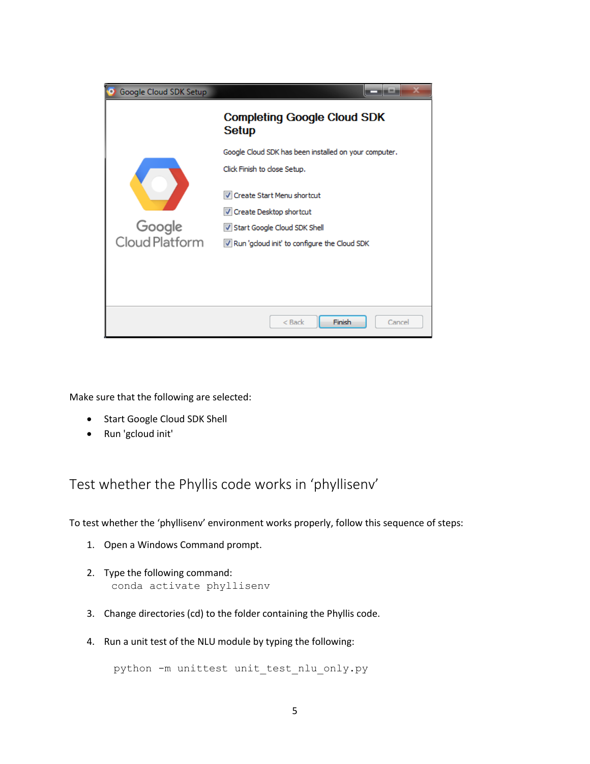Make sure that the following are selected:

- Start Google Cloud SDK Shell
- Run 'gcloud init'

## Test whether the Phyllis code works in ‘phyllisenv’

To test whether the ‘phyllisenv’ environment works properly, follow this sequence of steps:

1. Open a Windows Command prompt.

2. Type the following command:
   ```
   conda activate phyllisenv
   ```

3. Change directories (cd) to the folder containing the Phyllis code.

4. Run a unit test of the NLU module by typing the following:

   ```
   python -m unittest unit_test_nlu_only.py
   ```